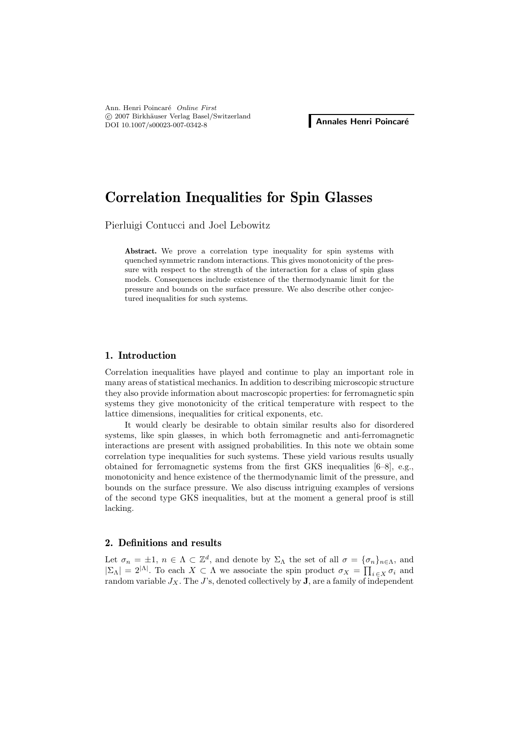# Correlation Inequalities for Spin Glasses

Pierluigi Contucci and Joel Lebowitz

**Abstract.** We prove a correlation type inequality for spin systems with quenched symmetric random interactions. This gives monotonicity of the pressure with respect to the strength of the interaction for a class of spin glass models. Consequences include existence of the thermodynamic limit for the pressure and bounds on the surface pressure. We also describe other conjectured inequalities for such systems.

## 1. Introduction

Correlation inequalities have played and continue to play an important role in many areas of statistical mechanics. In addition to describing microscopic structure they also provide information about macroscopic properties: for ferromagnetic spin systems they give monotonicity of the critical temperature with respect to the lattice dimensions, inequalities for critical exponents, etc.

It would clearly be desirable to obtain similar results also for disordered systems, like spin glasses, in which both ferromagnetic and anti-ferromagnetic interactions are present with assigned probabilities. In this note we obtain some correlation type inequalities for such systems. These yield various results usually obtained for ferromagnetic systems from the first GKS inequalities [6–8], e.g., monotonicity and hence existence of the thermodynamic limit of the pressure, and bounds on the surface pressure. We also discuss intriguing examples of versions of the second type GKS inequalities, but at the moment a general proof is still lacking.

## 2. Definitions and results

Let $\sigma_n = \pm 1$, $n \in \Lambda \subset \mathbb{Z}^d$, and denote by $\Sigma_\Lambda$ the set of all $\sigma = \{\sigma_n\}_{n\in\Lambda}$, and $|\Sigma_\Lambda| = 2^{|\Lambda|}$. To each $X \subset \Lambda$ we associate the spin product $\sigma_X = \prod_{i\in X} \sigma_i$ and random variable $J_X$. The $J$'s, denoted collectively by $\mathbf{J}$, are a family of independent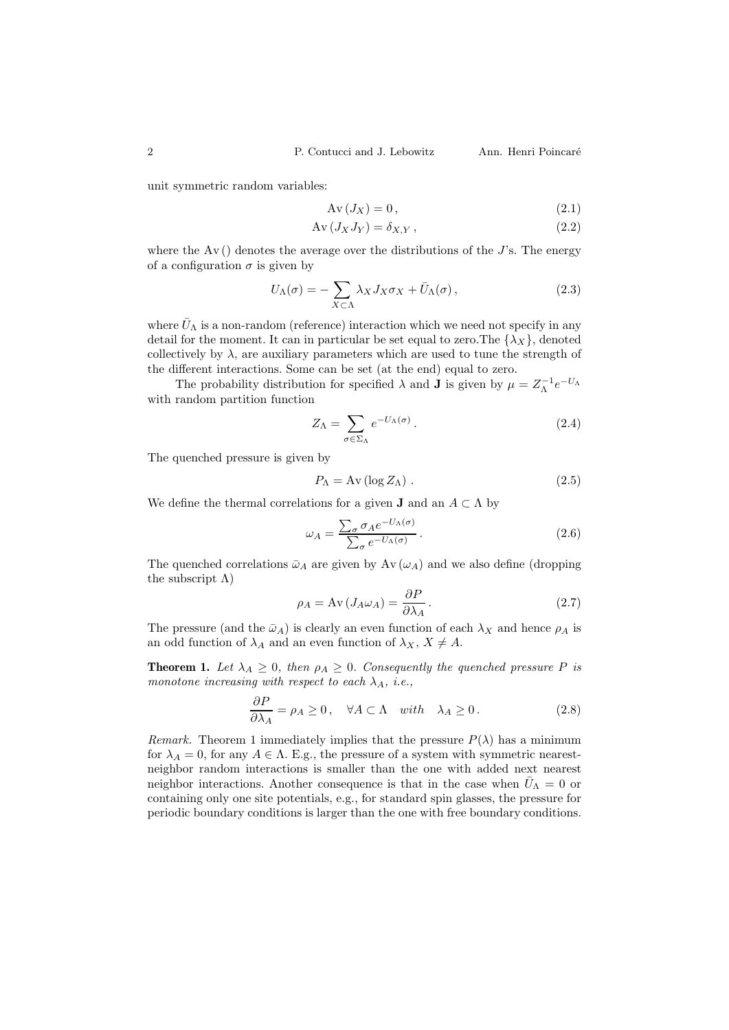unit symmetric random variables:

$$\mathrm{Av}\,(J_X) = 0\,, \tag{2.1}$$

$$\mathrm{Av}\,(J_X J_Y) = \delta_{X,Y}\,, \tag{2.2}$$

where the Av () denotes the average over the distributions of the $J$'s. The energy of a configuration $\sigma$ is given by

$$U_\Lambda(\sigma) = -\sum_{X\subset\Lambda} \lambda_X J_X \sigma_X + \bar{U}_\Lambda(\sigma)\,, \tag{2.3}$$

where $\bar{U}_\Lambda$ is a non-random (reference) interaction which we need not specify in any detail for the moment. It can in particular be set equal to zero.The $\{\lambda_X\}$, denoted collectively by $\lambda$, are auxiliary parameters which are used to tune the strength of the different interactions. Some can be set (at the end) equal to zero.

The probability distribution for specified $\lambda$ and $\mathbf{J}$ is given by $\mu = Z_\Lambda^{-1} e^{-U_\Lambda}$ with random partition function

$$Z_\Lambda = \sum_{\sigma\in\Sigma_\Lambda} e^{-U_\Lambda(\sigma)}\,. \tag{2.4}$$

The quenched pressure is given by

$$P_\Lambda = \mathrm{Av}\,(\log Z_\Lambda)\,. \tag{2.5}$$

We define the thermal correlations for a given $\mathbf{J}$ and an $A \subset \Lambda$ by

$$\omega_A = \frac{\sum_\sigma \sigma_A e^{-U_\Lambda(\sigma)}}{\sum_\sigma e^{-U_\Lambda(\sigma)}}\,. \tag{2.6}$$

The quenched correlations $\bar{\omega}_A$ are given by $\mathrm{Av}\,(\omega_A)$ and we also define (dropping the subscript $\Lambda$)

$$\rho_A = \mathrm{Av}\,(J_A \omega_A) = \frac{\partial P}{\partial \lambda_A}\,. \tag{2.7}$$

The pressure (and the $\bar{\omega}_A$) is clearly an even function of each $\lambda_X$ and hence $\rho_A$ is an odd function of $\lambda_A$ and an even function of $\lambda_X$, $X \neq A$.

**Theorem 1.** *Let $\lambda_A \geq 0$, then $\rho_A \geq 0$. Consequently the quenched pressure $P$ is monotone increasing with respect to each $\lambda_A$, i.e.,*

$$\frac{\partial P}{\partial \lambda_A} = \rho_A \geq 0\,, \quad \forall A \subset \Lambda \quad with \quad \lambda_A \geq 0\,. \tag{2.8}$$

*Remark.* Theorem 1 immediately implies that the pressure $P(\lambda)$ has a minimum for $\lambda_A = 0$, for any $A \in \Lambda$. E.g., the pressure of a system with symmetric nearest-neighbor random interactions is smaller than the one with added next nearest neighbor interactions. Another consequence is that in the case when $\bar{U}_\Lambda = 0$ or containing only one site potentials, e.g., for standard spin glasses, the pressure for periodic boundary conditions is larger than the one with free boundary conditions.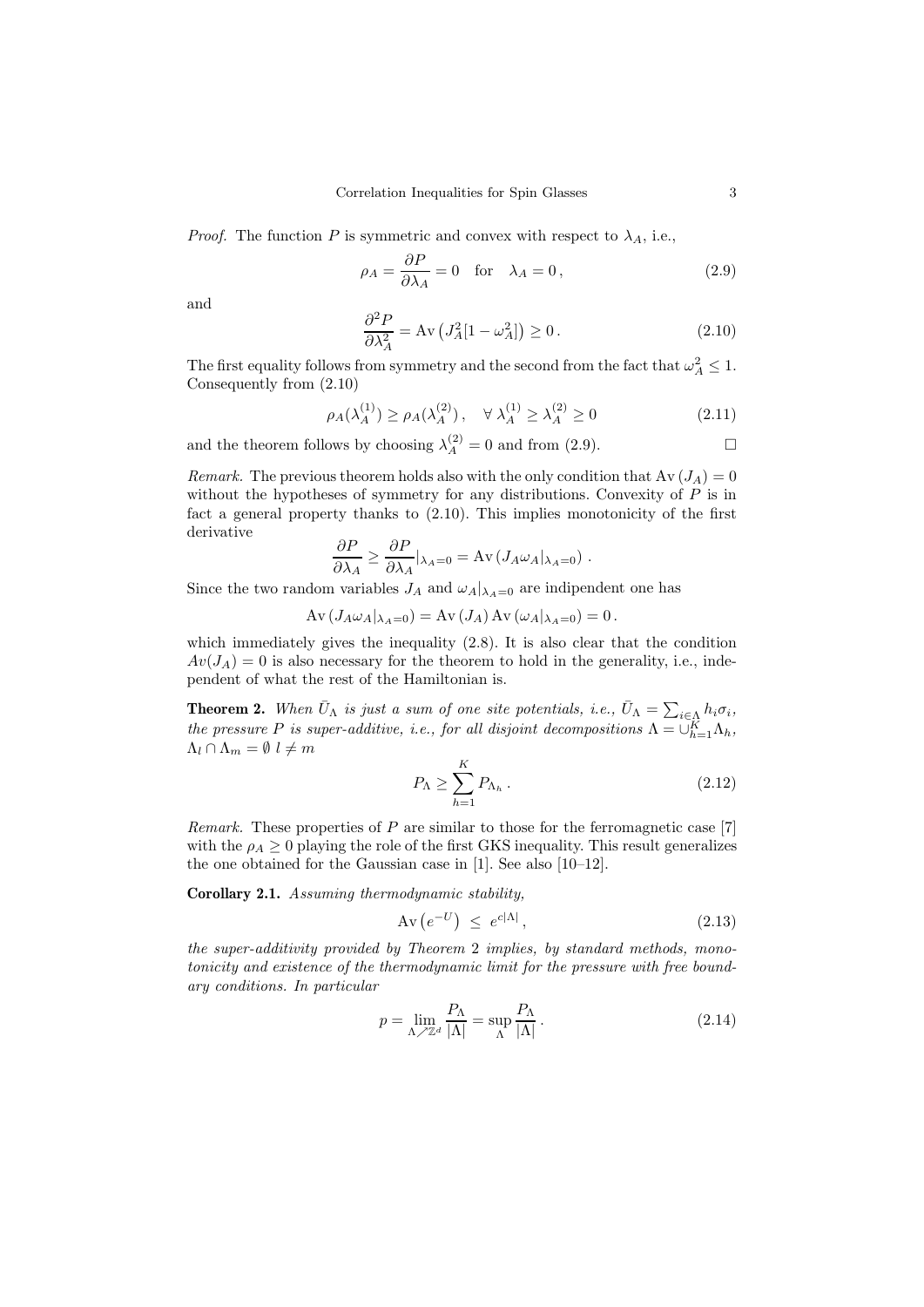*Proof.* The function $P$ is symmetric and convex with respect to $\lambda_A$, i.e.,

$$\rho_A = \frac{\partial P}{\partial \lambda_A} = 0 \quad \text{for} \quad \lambda_A = 0\,, \tag{2.9}$$

and

$$\frac{\partial^2 P}{\partial \lambda_A^2} = \mathrm{Av}\left(J_A^2[1-\omega_A^2]\right) \geq 0\,. \tag{2.10}$$

The first equality follows from symmetry and the second from the fact that $\omega_A^2 \leq 1$. Consequently from (2.10)

$$\rho_A(\lambda_A^{(1)}) \geq \rho_A(\lambda_A^{(2)})\,, \quad \forall\, \lambda_A^{(1)} \geq \lambda_A^{(2)} \geq 0 \tag{2.11}$$

and the theorem follows by choosing $\lambda_A^{(2)} = 0$ and from (2.9). □

*Remark.* The previous theorem holds also with the only condition that $\mathrm{Av}\,(J_A) = 0$ without the hypotheses of symmetry for any distributions. Convexity of $P$ is in fact a general property thanks to (2.10). This implies monotonicity of the first derivative

$$\frac{\partial P}{\partial \lambda_A} \geq \frac{\partial P}{\partial \lambda_A}|_{\lambda_A=0} = \mathrm{Av}\left(J_A \omega_A|_{\lambda_A=0}\right)\,.$$

Since the two random variables $J_A$ and $\omega_A|_{\lambda_A=0}$ are indipendent one has

$$\mathrm{Av}\,(J_A \omega_A|_{\lambda_A=0}) = \mathrm{Av}\,(J_A)\,\mathrm{Av}\,(\omega_A|_{\lambda_A=0}) = 0\,.$$

which immediately gives the inequality (2.8). It is also clear that the condition $Av(J_A) = 0$ is also necessary for the theorem to hold in the generality, i.e., independent of what the rest of the Hamiltonian is.

**Theorem 2.** *When $\bar{U}_\Lambda$ is just a sum of one site potentials, i.e., $\bar{U}_\Lambda = \sum_{i\in\Lambda} h_i \sigma_i$, the pressure $P$ is super-additive, i.e., for all disjoint decompositions $\Lambda = \cup_{h=1}^K \Lambda_h$, $\Lambda_l \cap \Lambda_m = \emptyset$ $l \neq m$*

$$P_\Lambda \geq \sum_{h=1}^K P_{\Lambda_h}\,. \tag{2.12}$$

*Remark.* These properties of $P$ are similar to those for the ferromagnetic case [7] with the $\rho_A \geq 0$ playing the role of the first GKS inequality. This result generalizes the one obtained for the Gaussian case in [1]. See also [10–12].

**Corollary 2.1.** *Assuming thermodynamic stability,*

$$\mathrm{Av}\left(e^{-U}\right) \;\leq\; e^{c|\Lambda|}\,, \tag{2.13}$$

*the super-additivity provided by Theorem 2 implies, by standard methods, monotonicity and existence of the thermodynamic limit for the pressure with free boundary conditions. In particular*

$$p = \lim_{\Lambda \nearrow \mathbb{Z}^d} \frac{P_\Lambda}{|\Lambda|} = \sup_\Lambda \frac{P_\Lambda}{|\Lambda|}\,. \tag{2.14}$$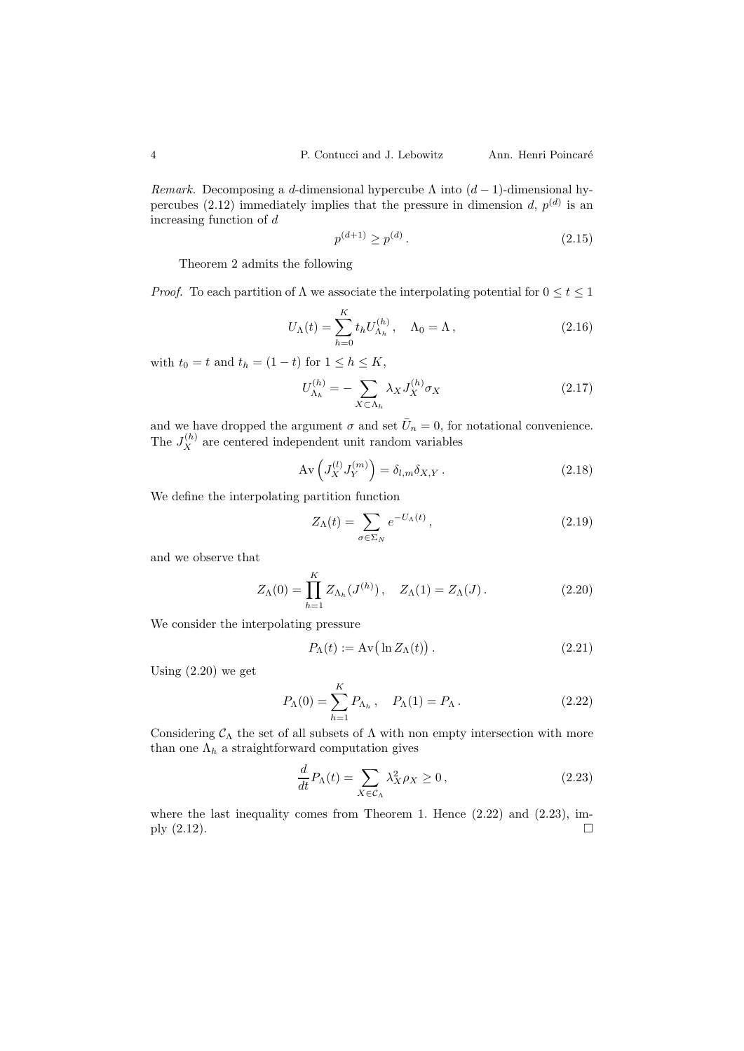*Remark.* Decomposing a $d$-dimensional hypercube $\Lambda$ into $(d-1)$-dimensional hypercubes (2.12) immediately implies that the pressure in dimension $d$, $p^{(d)}$ is an increasing function of $d$

$$p^{(d+1)} \geq p^{(d)} . \tag{2.15}$$

Theorem 2 admits the following

*Proof.* To each partition of $\Lambda$ we associate the interpolating potential for $0 \leq t \leq 1$

$$U_\Lambda(t) = \sum_{h=0}^{K} t_h U^{(h)}_{\Lambda_h} , \quad \Lambda_0 = \Lambda , \tag{2.16}$$

with $t_0 = t$ and $t_h = (1-t)$ for $1 \leq h \leq K$,

$$U^{(h)}_{\Lambda_h} = - \sum_{X \subset \Lambda_h} \lambda_X J^{(h)}_X \sigma_X \tag{2.17}$$

and we have dropped the argument $\sigma$ and set $\bar{U}_n = 0$, for notational convenience. The $J^{(h)}_X$ are centered independent unit random variables

$$\mathrm{Av}\left(J^{(l)}_X J^{(m)}_Y\right) = \delta_{l,m}\delta_{X,Y} . \tag{2.18}$$

We define the interpolating partition function

$$Z_\Lambda(t) = \sum_{\sigma \in \Sigma_N} e^{-U_\Lambda(t)} , \tag{2.19}$$

and we observe that

$$Z_\Lambda(0) = \prod_{h=1}^{K} Z_{\Lambda_h}(J^{(h)}) , \quad Z_\Lambda(1) = Z_\Lambda(J) . \tag{2.20}$$

We consider the interpolating pressure

$$P_\Lambda(t) := \mathrm{Av}\big(\ln Z_\Lambda(t)\big) . \tag{2.21}$$

Using (2.20) we get

$$P_\Lambda(0) = \sum_{h=1}^{K} P_{\Lambda_h} , \quad P_\Lambda(1) = P_\Lambda . \tag{2.22}$$

Considering $\mathcal{C}_\Lambda$ the set of all subsets of $\Lambda$ with non empty intersection with more than one $\Lambda_h$ a straightforward computation gives

$$\frac{d}{dt} P_\Lambda(t) = \sum_{X \in \mathcal{C}_\Lambda} \lambda_X^2 \rho_X \geq 0 , \tag{2.23}$$

where the last inequality comes from Theorem 1. Hence (2.22) and (2.23), imply (2.12). □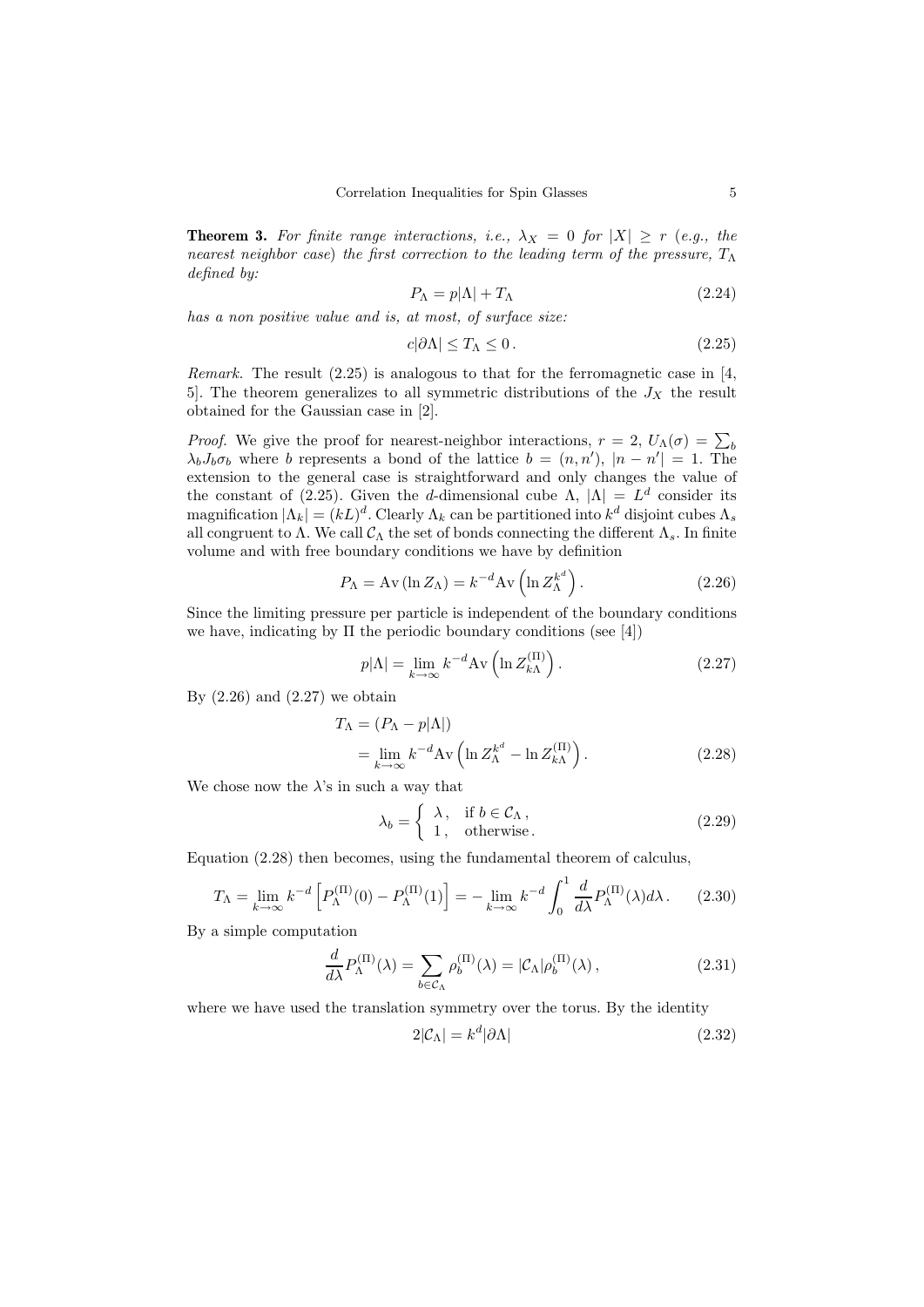**Theorem 3.** *For finite range interactions, i.e., $\lambda_X = 0$ for $|X| \geq r$ (e.g., the nearest neighbor case) the first correction to the leading term of the pressure, $T_\Lambda$ defined by:*

$$P_\Lambda = p|\Lambda| + T_\Lambda \tag{2.24}$$

*has a non positive value and is, at most, of surface size:*

$$c|\partial\Lambda| \leq T_\Lambda \leq 0\,. \tag{2.25}$$

*Remark.* The result (2.25) is analogous to that for the ferromagnetic case in [4, 5]. The theorem generalizes to all symmetric distributions of the $J_X$ the result obtained for the Gaussian case in [2].

*Proof.* We give the proof for nearest-neighbor interactions, $r = 2$, $U_\Lambda(\sigma) = \sum_b \lambda_b J_b \sigma_b$ where $b$ represents a bond of the lattice $b = (n, n')$, $|n - n'| = 1$. The extension to the general case is straightforward and only changes the value of the constant of (2.25). Given the $d$-dimensional cube $\Lambda$, $|\Lambda| = L^d$ consider its magnification $|\Lambda_k| = (kL)^d$. Clearly $\Lambda_k$ can be partitioned into $k^d$ disjoint cubes $\Lambda_s$ all congruent to $\Lambda$. We call $\mathcal{C}_\Lambda$ the set of bonds connecting the different $\Lambda_s$. In finite volume and with free boundary conditions we have by definition

$$P_\Lambda = \mathrm{Av}\left(\ln Z_\Lambda\right) = k^{-d}\mathrm{Av}\left(\ln Z_\Lambda^{k^d}\right). \tag{2.26}$$

Since the limiting pressure per particle is independent of the boundary conditions we have, indicating by $\Pi$ the periodic boundary conditions (see [4])

$$p|\Lambda| = \lim_{k\to\infty} k^{-d}\mathrm{Av}\left(\ln Z_{k\Lambda}^{(\Pi)}\right). \tag{2.27}$$

By (2.26) and (2.27) we obtain

$$\begin{aligned} T_\Lambda &= \left(P_\Lambda - p|\Lambda|\right) \\ &= \lim_{k\to\infty} k^{-d}\mathrm{Av}\left(\ln Z_\Lambda^{k^d} - \ln Z_{k\Lambda}^{(\Pi)}\right). \end{aligned} \tag{2.28}$$

We chose now the $\lambda$'s in such a way that

$$\lambda_b = \begin{cases} \lambda\,, & \text{if } b \in \mathcal{C}_\Lambda\,, \\ 1\,, & \text{otherwise}\,. \end{cases} \tag{2.29}$$

Equation (2.28) then becomes, using the fundamental theorem of calculus,

$$T_\Lambda = \lim_{k\to\infty} k^{-d}\left[P_\Lambda^{(\Pi)}(0) - P_\Lambda^{(\Pi)}(1)\right] = -\lim_{k\to\infty} k^{-d}\int_0^1 \frac{d}{d\lambda}P_\Lambda^{(\Pi)}(\lambda)d\lambda\,. \tag{2.30}$$

By a simple computation

$$\frac{d}{d\lambda}P_\Lambda^{(\Pi)}(\lambda) = \sum_{b\in\mathcal{C}_\Lambda} \rho_b^{(\Pi)}(\lambda) = |\mathcal{C}_\Lambda|\rho_b^{(\Pi)}(\lambda)\,, \tag{2.31}$$

where we have used the translation symmetry over the torus. By the identity

$$2|\mathcal{C}_\Lambda| = k^d|\partial\Lambda| \tag{2.32}$$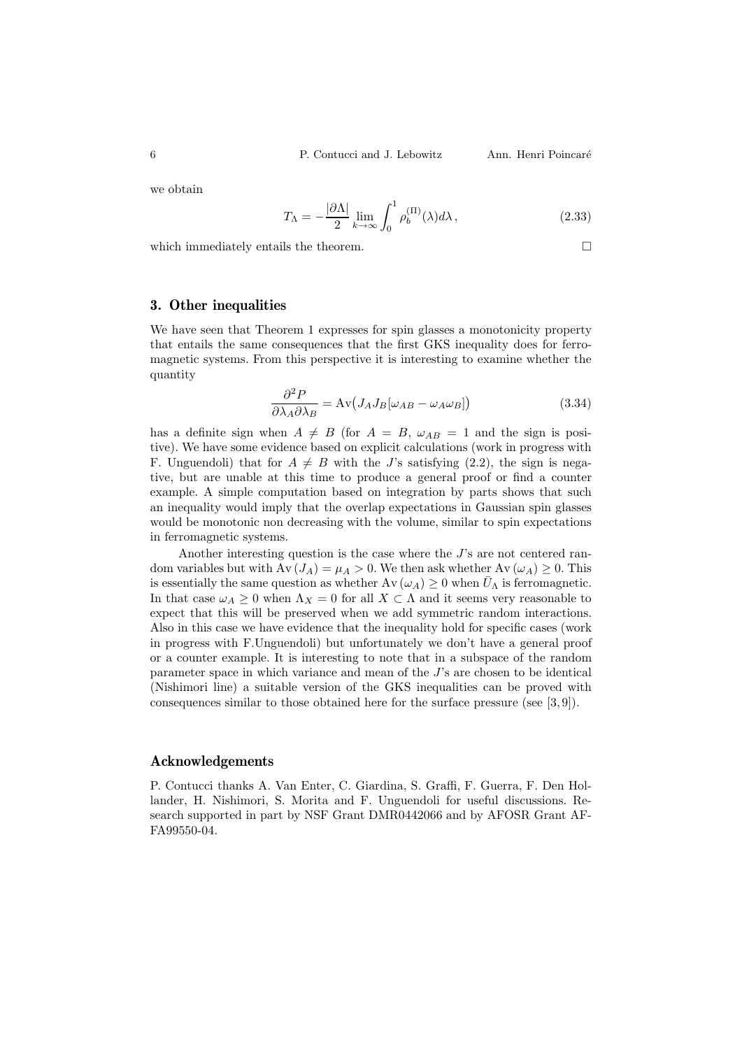we obtain

$$T_\Lambda = -\frac{|\partial\Lambda|}{2} \lim_{k\to\infty} \int_0^1 \rho_b^{(\Pi)}(\lambda) d\lambda \,, \tag{2.33}$$

which immediately entails the theorem. □

## 3. Other inequalities

We have seen that Theorem 1 expresses for spin glasses a monotonicity property that entails the same consequences that the first GKS inequality does for ferromagnetic systems. From this perspective it is interesting to examine whether the quantity

$$\frac{\partial^2 P}{\partial\lambda_A \partial\lambda_B} = \mathrm{Av}\big(J_A J_B [\omega_{AB} - \omega_A \omega_B]\big) \tag{3.34}$$

has a definite sign when $A \neq B$ (for $A = B$, $\omega_{AB} = 1$ and the sign is positive). We have some evidence based on explicit calculations (work in progress with F. Unguendoli) that for $A \neq B$ with the $J$'s satisfying (2.2), the sign is negative, but are unable at this time to produce a general proof or find a counter example. A simple computation based on integration by parts shows that such an inequality would imply that the overlap expectations in Gaussian spin glasses would be monotonic non decreasing with the volume, similar to spin expectations in ferromagnetic systems.

Another interesting question is the case where the $J$'s are not centered random variables but with $\mathrm{Av}\,(J_A) = \mu_A > 0$. We then ask whether $\mathrm{Av}\,(\omega_A) \geq 0$. This is essentially the same question as whether $\mathrm{Av}\,(\omega_A) \geq 0$ when $\bar{U}_\Lambda$ is ferromagnetic. In that case $\omega_A \geq 0$ when $\Lambda_X = 0$ for all $X \subset \Lambda$ and it seems very reasonable to expect that this will be preserved when we add symmetric random interactions. Also in this case we have evidence that the inequality hold for specific cases (work in progress with F.Unguendoli) but unfortunately we don't have a general proof or a counter example. It is interesting to note that in a subspace of the random parameter space in which variance and mean of the $J$'s are chosen to be identical (Nishimori line) a suitable version of the GKS inequalities can be proved with consequences similar to those obtained here for the surface pressure (see [3, 9]).

## Acknowledgements

P. Contucci thanks A. Van Enter, C. Giardina, S. Graffi, F. Guerra, F. Den Hollander, H. Nishimori, S. Morita and F. Unguendoli for useful discussions. Research supported in part by NSF Grant DMR0442066 and by AFOSR Grant AF-FA99550-04.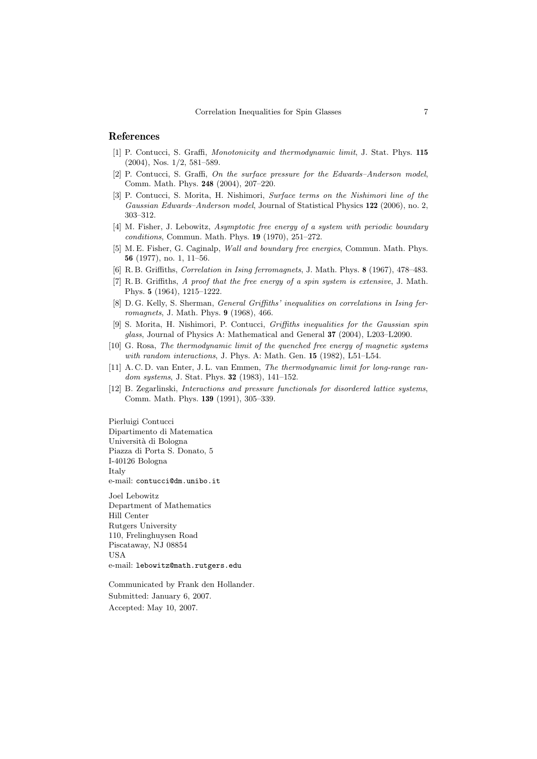## References

[1] P. Contucci, S. Graffi, *Monotonicity and thermodynamic limit*, J. Stat. Phys. **115** (2004), Nos. 1/2, 581–589.

[2] P. Contucci, S. Graffi, *On the surface pressure for the Edwards–Anderson model*, Comm. Math. Phys. **248** (2004), 207–220.

[3] P. Contucci, S. Morita, H. Nishimori, *Surface terms on the Nishimori line of the Gaussian Edwards–Anderson model*, Journal of Statistical Physics **122** (2006), no. 2, 303–312.

[4] M. Fisher, J. Lebowitz, *Asymptotic free energy of a system with periodic boundary conditions*, Commun. Math. Phys. **19** (1970), 251–272.

[5] M. E. Fisher, G. Caginalp, *Wall and boundary free energies*, Commun. Math. Phys. **56** (1977), no. 1, 11–56.

[6] R. B. Griffiths, *Correlation in Ising ferromagnets*, J. Math. Phys. **8** (1967), 478–483.

[7] R. B. Griffiths, *A proof that the free energy of a spin system is extensive*, J. Math. Phys. **5** (1964), 1215–1222.

[8] D. G. Kelly, S. Sherman, *General Griffiths' inequalities on correlations in Ising ferromagnets*, J. Math. Phys. **9** (1968), 466.

[9] S. Morita, H. Nishimori, P. Contucci, *Griffiths inequalities for the Gaussian spin glass*, Journal of Physics A: Mathematical and General **37** (2004), L203–L2090.

[10] G. Rosa, *The thermodynamic limit of the quenched free energy of magnetic systems with random interactions*, J. Phys. A: Math. Gen. **15** (1982), L51–L54.

[11] A. C. D. van Enter, J. L. van Emmen, *The thermodynamic limit for long-range random systems*, J. Stat. Phys. **32** (1983), 141–152.

[12] B. Zegarlinski, *Interactions and pressure functionals for disordered lattice systems*, Comm. Math. Phys. **139** (1991), 305–339.

Pierluigi Contucci
Dipartimento di Matematica
Università di Bologna
Piazza di Porta S. Donato, 5
I-40126 Bologna
Italy
e-mail: contucci@dm.unibo.it

Joel Lebowitz
Department of Mathematics
Hill Center
Rutgers University
110, Frelinghuysen Road
Piscataway, NJ 08854
USA
e-mail: lebowitz@math.rutgers.edu

Communicated by Frank den Hollander.
Submitted: January 6, 2007.
Accepted: May 10, 2007.